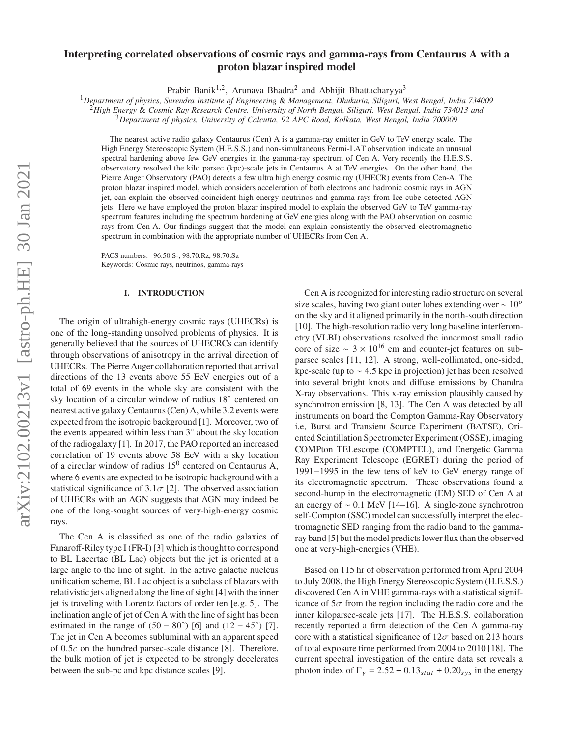# Interpreting correlated observations of cosmic rays and gamma-rays from Centaurus A with a proton blazar inspired model

Prabir Banik[1,2], Arunava Bhadra[2] and Abhijit Bhattacharyya[3]

[1]*Department of physics, Surendra Institute of Engineering & Management, Dhukuria, Siliguri, West Bengal, India 734009*
[2]*High Energy & Cosmic Ray Research Centre, University of North Bengal, Siliguri, West Bengal, India 734013 and*
[3]*Department of physics, University of Calcutta, 92 APC Road, Kolkata, West Bengal, India 700009*

The nearest active radio galaxy Centaurus (Cen) A is a gamma-ray emitter in GeV to TeV energy scale. The High Energy Stereoscopic System (H.E.S.S.) and non-simultaneous Fermi-LAT observation indicate an unusual spectral hardening above few GeV energies in the gamma-ray spectrum of Cen A. Very recently the H.E.S.S. observatory resolved the kilo parsec (kpc)-scale jets in Centaurus A at TeV energies. On the other hand, the Pierre Auger Observatory (PAO) detects a few ultra high energy cosmic ray (UHECR) events from Cen-A. The proton blazar inspired model, which considers acceleration of both electrons and hadronic cosmic rays in AGN jet, can explain the observed coincident high energy neutrinos and gamma rays from Ice-cube detected AGN jets. Here we have employed the proton blazar inspired model to explain the observed GeV to TeV gamma-ray spectrum features including the spectrum hardening at GeV energies along with the PAO observation on cosmic rays from Cen-A. Our findings suggest that the model can explain consistently the observed electromagnetic spectrum in combination with the appropriate number of UHECRs from Cen A.

PACS numbers: 96.50.S-, 98.70.Rz, 98.70.Sa
Keywords: Cosmic rays, neutrinos, gamma-rays

## I. INTRODUCTION

The origin of ultrahigh-energy cosmic rays (UHECRs) is one of the long-standing unsolved problems of physics. It is generally believed that the sources of UHECRCs can identify through observations of anisotropy in the arrival direction of UHECRs. The Pierre Auger collaboration reported that arrival directions of the 13 events above 55 EeV energies out of a total of 69 events in the whole sky are consistent with the sky location of a circular window of radius $18^{\circ}$ centered on nearest active galaxy Centaurus (Cen) A, while 3.2 events were expected from the isotropic background [1]. Moreover, two of the events appeared within less than $3^{\circ}$ about the sky location of the radiogalaxy [1]. In 2017, the PAO reported an increased correlation of 19 events above 58 EeV with a sky location of a circular window of radius $15^{0}$ centered on Centaurus A, where 6 events are expected to be isotropic background with a statistical significance of $3.1\sigma$ [2]. The observed association of UHECRs with an AGN suggests that AGN may indeed be one of the long-sought sources of very-high-energy cosmic rays.

The Cen A is classified as one of the radio galaxies of Fanaroff-Riley type I (FR-I) [3] which is thought to correspond to BL Lacertae (BL Lac) objects but the jet is oriented at a large angle to the line of sight. In the active galactic nucleus unification scheme, BL Lac object is a subclass of blazars with relativistic jets aligned along the line of sight [4] with the inner jet is traveling with Lorentz factors of order ten [e.g. 5]. The inclination angle of jet of Cen A with the line of sight has been estimated in the range of $(50-80^{\circ})$ [6] and $(12-45^{\circ})$ [7]. The jet in Cen A becomes subluminal with an apparent speed of $0.5c$ on the hundred parsec-scale distance [8]. Therefore, the bulk motion of jet is expected to be strongly decelerates between the sub-pc and kpc distance scales [9].

Cen A is recognized for interesting radio structure on several size scales, having two giant outer lobes extending over $\sim 10^{o}$ on the sky and it aligned primarily in the north-south direction [10]. The high-resolution radio very long baseline interferometry (VLBI) observations resolved the innermost small radio core of size $\sim 3\times10^{16}$ cm and counter-jet features on sub-parsec scales [11, 12]. A strong, well-collimated, one-sided, kpc-scale (up to $\sim 4.5$ kpc in projection) jet has been resolved into several bright knots and diffuse emissions by Chandra X-ray observations. This x-ray emission plausibly caused by synchrotron emission [8, 13]. The Cen A was detected by all instruments on board the Compton Gamma-Ray Observatory i.e, Burst and Transient Source Experiment (BATSE), Oriented Scintillation Spectrometer Experiment (OSSE), imaging COMPton TELescope (COMPTEL), and Energetic Gamma Ray Experiment Telescope (EGRET) during the period of 1991−1995 in the few tens of keV to GeV energy range of its electromagnetic spectrum. These observations found a second-hump in the electromagnetic (EM) SED of Cen A at an energy of $\sim 0.1$ MeV [14–16]. A single-zone synchrotron self-Compton (SSC) model can successfully interpret the electromagnetic SED ranging from the radio band to the gamma-ray band [5] but the model predicts lower flux than the observed one at very-high-energies (VHE).

Based on 115 hr of observation performed from April 2004 to July 2008, the High Energy Stereoscopic System (H.E.S.S.) discovered Cen A in VHE gamma-rays with a statistical significance of $5\sigma$ from the region including the radio core and the inner kiloparsec-scale jets [17]. The H.E.S.S. collaboration recently reported a firm detection of the Cen A gamma-ray core with a statistical significance of $12\sigma$ based on 213 hours of total exposure time performed from 2004 to 2010 [18]. The current spectral investigation of the entire data set reveals a photon index of $\Gamma_{\gamma}=2.52\pm0.13_{stat}\pm0.20_{sys}$ in the energy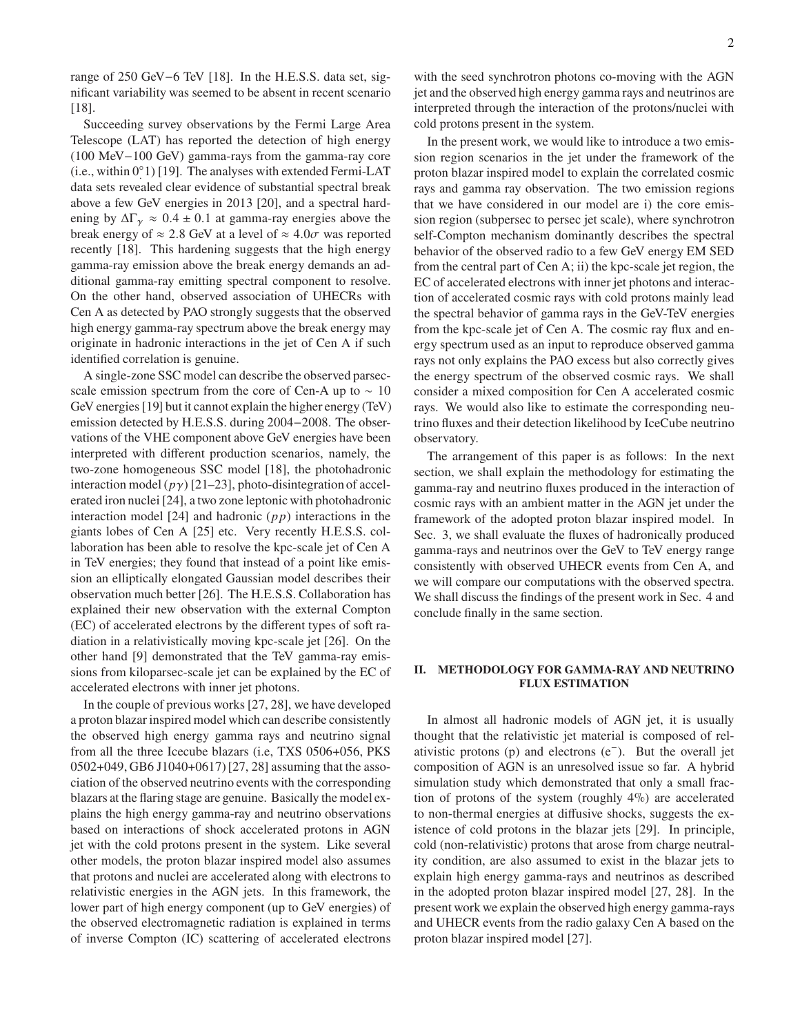range of 250 GeV−6 TeV [18]. In the H.E.S.S. data set, significant variability was seemed to be absent in recent scenario [18].

Succeeding survey observations by the Fermi Large Area Telescope (LAT) has reported the detection of high energy (100 MeV−100 GeV) gamma-rays from the gamma-ray core (i.e., within $0^{\circ}\!.1$) [19]. The analyses with extended Fermi-LAT data sets revealed clear evidence of substantial spectral break above a few GeV energies in 2013 [20], and a spectral hardening by $\Delta\Gamma_{\gamma} \approx 0.4 \pm 0.1$ at gamma-ray energies above the break energy of $\approx 2.8$ GeV at a level of $\approx 4.0\sigma$ was reported recently [18]. This hardening suggests that the high energy gamma-ray emission above the break energy demands an additional gamma-ray emitting spectral component to resolve. On the other hand, observed association of UHECRs with Cen A as detected by PAO strongly suggests that the observed high energy gamma-ray spectrum above the break energy may originate in hadronic interactions in the jet of Cen A if such identified correlation is genuine.

A single-zone SSC model can describe the observed parsec-scale emission spectrum from the core of Cen-A up to $\sim 10$ GeV energies [19] but it cannot explain the higher energy (TeV) emission detected by H.E.S.S. during 2004−2008. The observations of the VHE component above GeV energies have been interpreted with different production scenarios, namely, the two-zone homogeneous SSC model [18], the photohadronic interaction model ($p\gamma$) [21–23], photo-disintegration of accelerated iron nuclei [24], a two zone leptonic with photohadronic interaction model [24] and hadronic ($pp$) interactions in the giants lobes of Cen A [25] etc. Very recently H.E.S.S. collaboration has been able to resolve the kpc-scale jet of Cen A in TeV energies; they found that instead of a point like emission an elliptically elongated Gaussian model describes their observation much better [26]. The H.E.S.S. Collaboration has explained their new observation with the external Compton (EC) of accelerated electrons by the different types of soft radiation in a relativistically moving kpc-scale jet [26]. On the other hand [9] demonstrated that the TeV gamma-ray emissions from kiloparsec-scale jet can be explained by the EC of accelerated electrons with inner jet photons.

In the couple of previous works [27, 28], we have developed a proton blazar inspired model which can describe consistently the observed high energy gamma rays and neutrino signal from all the three Icecube blazars (i.e, TXS 0506+056, PKS 0502+049, GB6 J1040+0617) [27, 28] assuming that the association of the observed neutrino events with the corresponding blazars at the flaring stage are genuine. Basically the model explains the high energy gamma-ray and neutrino observations based on interactions of shock accelerated protons in AGN jet with the cold protons present in the system. Like several other models, the proton blazar inspired model also assumes that protons and nuclei are accelerated along with electrons to relativistic energies in the AGN jets. In this framework, the lower part of high energy component (up to GeV energies) of the observed electromagnetic radiation is explained in terms of inverse Compton (IC) scattering of accelerated electrons with the seed synchrotron photons co-moving with the AGN jet and the observed high energy gamma rays and neutrinos are interpreted through the interaction of the protons/nuclei with cold protons present in the system.

In the present work, we would like to introduce a two emission region scenarios in the jet under the framework of the proton blazar inspired model to explain the correlated cosmic rays and gamma ray observation. The two emission regions that we have considered in our model are i) the core emission region (subpersec to persec jet scale), where synchrotron self-Compton mechanism dominantly describes the spectral behavior of the observed radio to a few GeV energy EM SED from the central part of Cen A; ii) the kpc-scale jet region, the EC of accelerated electrons with inner jet photons and interaction of accelerated cosmic rays with cold protons mainly lead the spectral behavior of gamma rays in the GeV-TeV energies from the kpc-scale jet of Cen A. The cosmic ray flux and energy spectrum used as an input to reproduce observed gamma rays not only explains the PAO excess but also correctly gives the energy spectrum of the observed cosmic rays. We shall consider a mixed composition for Cen A accelerated cosmic rays. We would also like to estimate the corresponding neutrino fluxes and their detection likelihood by IceCube neutrino observatory.

The arrangement of this paper is as follows: In the next section, we shall explain the methodology for estimating the gamma-ray and neutrino fluxes produced in the interaction of cosmic rays with an ambient matter in the AGN jet under the framework of the adopted proton blazar inspired model. In Sec. 3, we shall evaluate the fluxes of hadronically produced gamma-rays and neutrinos over the GeV to TeV energy range consistently with observed UHECR events from Cen A, and we will compare our computations with the observed spectra. We shall discuss the findings of the present work in Sec. 4 and conclude finally in the same section.

## II. METHODOLOGY FOR GAMMA-RAY AND NEUTRINO FLUX ESTIMATION

In almost all hadronic models of AGN jet, it is usually thought that the relativistic jet material is composed of relativistic protons (p) and electrons ($e^{-}$). But the overall jet composition of AGN is an unresolved issue so far. A hybrid simulation study which demonstrated that only a small fraction of protons of the system (roughly 4%) are accelerated to non-thermal energies at diffusive shocks, suggests the existence of cold protons in the blazar jets [29]. In principle, cold (non-relativistic) protons that arose from charge neutrality condition, are also assumed to exist in the blazar jets to explain high energy gamma-rays and neutrinos as described in the adopted proton blazar inspired model [27, 28]. In the present work we explain the observed high energy gamma-rays and UHECR events from the radio galaxy Cen A based on the proton blazar inspired model [27].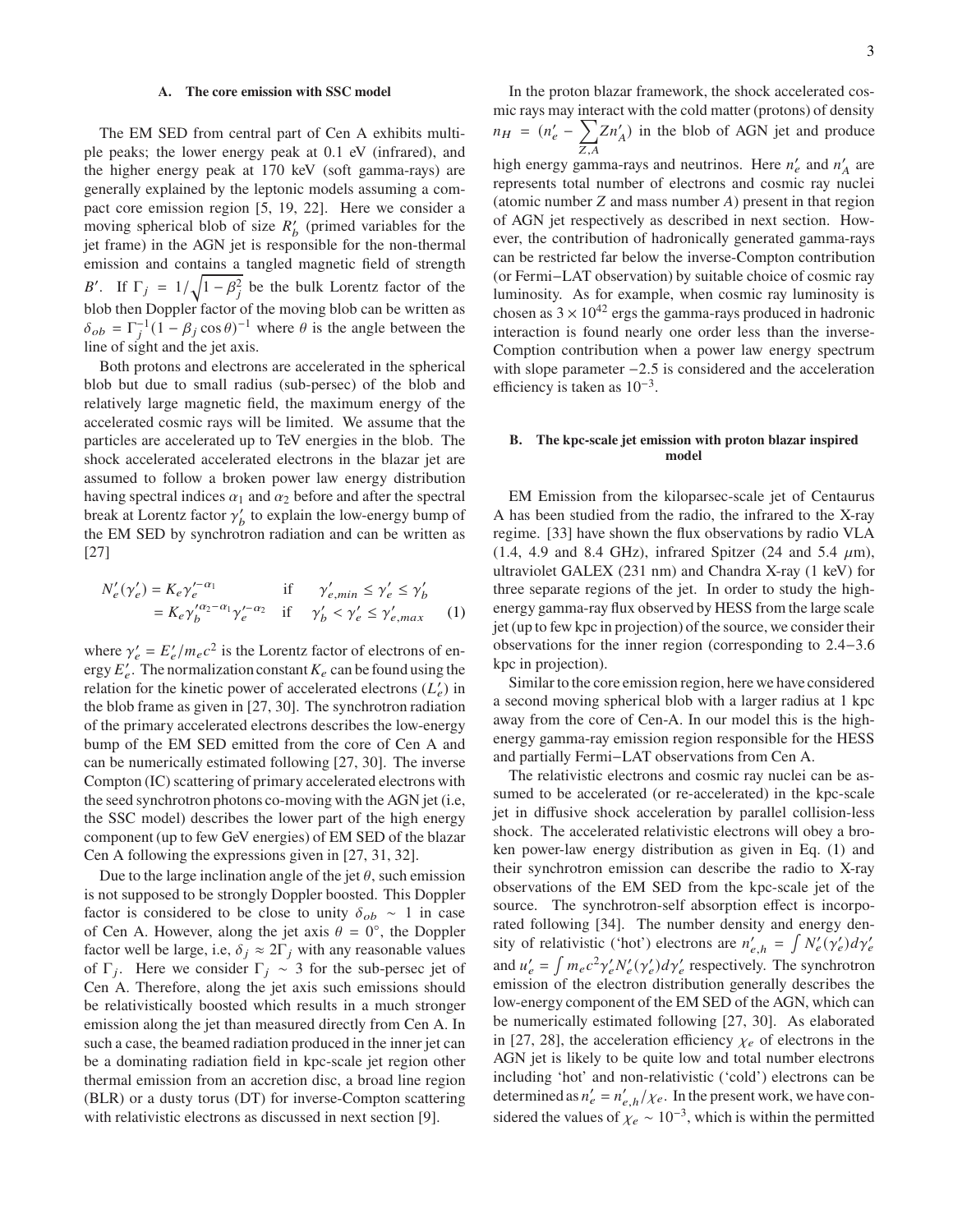### A. The core emission with SSC model

The EM SED from central part of Cen A exhibits multiple peaks; the lower energy peak at 0.1 eV (infrared), and the higher energy peak at 170 keV (soft gamma-rays) are generally explained by the leptonic models assuming a compact core emission region [5, 19, 22]. Here we consider a moving spherical blob of size $R'_b$ (primed variables for the jet frame) in the AGN jet is responsible for the non-thermal emission and contains a tangled magnetic field of strength $B'$. If $\Gamma_j = 1/\sqrt{1-\beta_j^2}$ be the bulk Lorentz factor of the blob then Doppler factor of the moving blob can be written as $\delta_{ob} = \Gamma_j^{-1}(1 - \beta_j \cos\theta)^{-1}$ where $\theta$ is the angle between the line of sight and the jet axis.

Both protons and electrons are accelerated in the spherical blob but due to small radius (sub-persec) of the blob and relatively large magnetic field, the maximum energy of the accelerated cosmic rays will be limited. We assume that the particles are accelerated up to TeV energies in the blob. The shock accelerated accelerated electrons in the blazar jet are assumed to follow a broken power law energy distribution having spectral indices $\alpha_1$ and $\alpha_2$ before and after the spectral break at Lorentz factor $\gamma'_b$ to explain the low-energy bump of the EM SED by synchrotron radiation and can be written as [27]

$$
\begin{aligned}
N'_e(\gamma'_e) &= K_e \gamma_e'^{-\alpha_1} && \text{if} \quad \gamma'_{e,min} \le \gamma'_e \le \gamma'_b \\
&= K_e \gamma_b'^{\alpha_2-\alpha_1} \gamma_e'^{-\alpha_2} && \text{if} \quad \gamma'_b < \gamma'_e \le \gamma'_{e,max}
\end{aligned} \tag{1}
$$

where $\gamma'_e = E'_e/m_e c^2$ is the Lorentz factor of electrons of energy $E'_e$. The normalization constant $K_e$ can be found using the relation for the kinetic power of accelerated electrons ($L'_e$) in the blob frame as given in [27, 30]. The synchrotron radiation of the primary accelerated electrons describes the low-energy bump of the EM SED emitted from the core of Cen A and can be numerically estimated following [27, 30]. The inverse Compton (IC) scattering of primary accelerated electrons with the seed synchrotron photons co-moving with the AGN jet (i.e, the SSC model) describes the lower part of the high energy component (up to few GeV energies) of EM SED of the blazar Cen A following the expressions given in [27, 31, 32].

Due to the large inclination angle of the jet $\theta$, such emission is not supposed to be strongly Doppler boosted. This Doppler factor is considered to be close to unity $\delta_{ob} \sim 1$ in case of Cen A. However, along the jet axis $\theta = 0°$, the Doppler factor well be large, i.e, $\delta_j \approx 2\Gamma_j$ with any reasonable values of $\Gamma_j$. Here we consider $\Gamma_j \sim 3$ for the sub-persec jet of Cen A. Therefore, along the jet axis such emissions should be relativistically boosted which results in a much stronger emission along the jet than measured directly from Cen A. In such a case, the beamed radiation produced in the inner jet can be a dominating radiation field in kpc-scale jet region other thermal emission from an accretion disc, a broad line region (BLR) or a dusty torus (DT) for inverse-Compton scattering with relativistic electrons as discussed in next section [9].

In the proton blazar framework, the shock accelerated cosmic rays may interact with the cold matter (protons) of density $n_H = (n'_e - \sum_{Z,A} Z n'_A)$ in the blob of AGN jet and produce high energy gamma-rays and neutrinos. Here $n'_e$ and $n'_A$ are represents total number of electrons and cosmic ray nuclei (atomic number $Z$ and mass number $A$) present in that region of AGN jet respectively as described in next section. However, the contribution of hadronically generated gamma-rays can be restricted far below the inverse-Compton contribution (or Fermi−LAT observation) by suitable choice of cosmic ray luminosity. As for example, when cosmic ray luminosity is chosen as $3 \times 10^{42}$ ergs the gamma-rays produced in hadronic interaction is found nearly one order less than the inverse-Comption contribution when a power law energy spectrum with slope parameter $-2.5$ is considered and the acceleration efficiency is taken as $10^{-3}$.

### B. The kpc-scale jet emission with proton blazar inspired model

EM Emission from the kiloparsec-scale jet of Centaurus A has been studied from the radio, the infrared to the X-ray regime. [33] have shown the flux observations by radio VLA (1.4, 4.9 and 8.4 GHz), infrared Spitzer (24 and 5.4 $\mu$m), ultraviolet GALEX (231 nm) and Chandra X-ray (1 keV) for three separate regions of the jet. In order to study the high-energy gamma-ray flux observed by HESS from the large scale jet (up to few kpc in projection) of the source, we consider their observations for the inner region (corresponding to 2.4−3.6 kpc in projection).

Similar to the core emission region, here we have considered a second moving spherical blob with a larger radius at 1 kpc away from the core of Cen-A. In our model this is the high-energy gamma-ray emission region responsible for the HESS and partially Fermi−LAT observations from Cen A.

The relativistic electrons and cosmic ray nuclei can be assumed to be accelerated (or re-accelerated) in the kpc-scale jet in diffusive shock acceleration by parallel collision-less shock. The accelerated relativistic electrons will obey a broken power-law energy distribution as given in Eq. (1) and their synchrotron emission can describe the radio to X-ray observations of the EM SED from the kpc-scale jet of the source. The synchrotron-self absorption effect is incorporated following [34]. The number density and energy density of relativistic ('hot') electrons are $n'_{e,h} = \int N'_e(\gamma'_e) d\gamma'_e$ and $u'_e = \int m_e c^2 \gamma'_e N'_e(\gamma'_e) d\gamma'_e$ respectively. The synchrotron emission of the electron distribution generally describes the low-energy component of the EM SED of the AGN, which can be numerically estimated following [27, 30]. As elaborated in [27, 28], the acceleration efficiency $\chi_e$ of electrons in the AGN jet is likely to be quite low and total number electrons including 'hot' and non-relativistic ('cold') electrons can be determined as $n'_e = n'_{e,h}/\chi_e$. In the present work, we have considered the values of $\chi_e \sim 10^{-3}$, which is within the permitted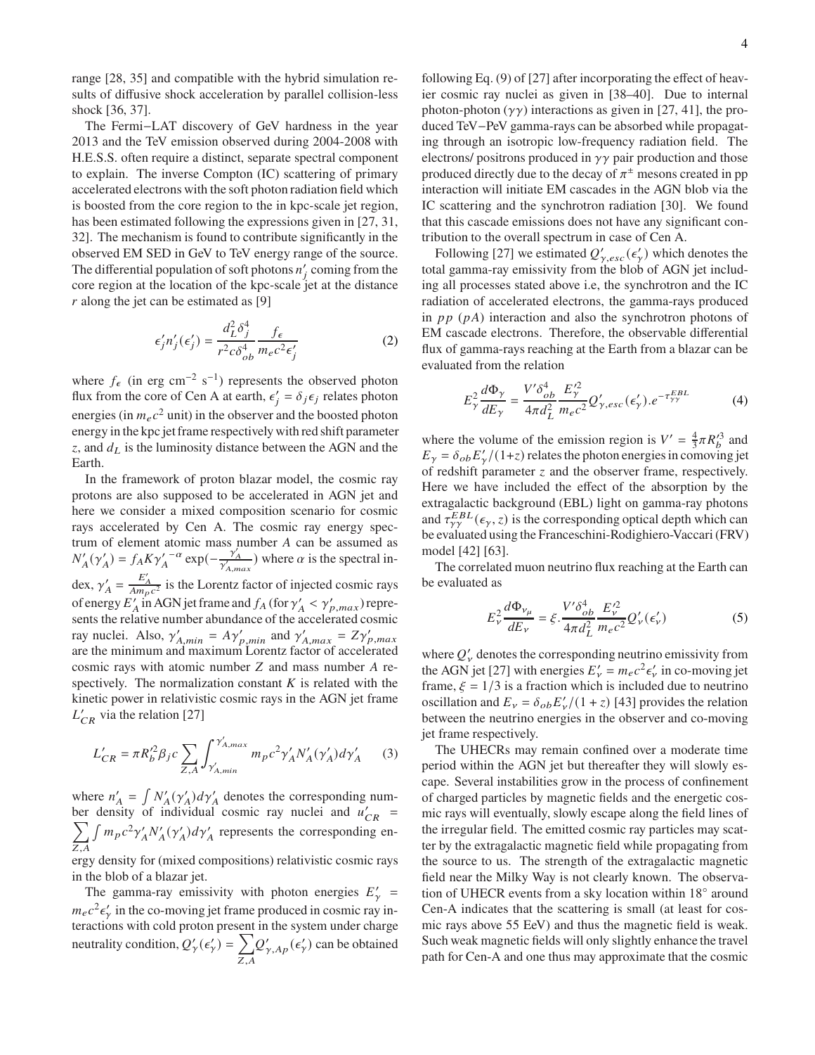range [28, 35] and compatible with the hybrid simulation results of diffusive shock acceleration by parallel collision-less shock [36, 37].

The Fermi−LAT discovery of GeV hardness in the year 2013 and the TeV emission observed during 2004-2008 with H.E.S.S. often require a distinct, separate spectral component to explain. The inverse Compton (IC) scattering of primary accelerated electrons with the soft photon radiation field which is boosted from the core region to the in kpc-scale jet region, has been estimated following the expressions given in [27, 31, 32]. The mechanism is found to contribute significantly in the observed EM SED in GeV to TeV energy range of the source. The differential population of soft photons $n'_j$ coming from the core region at the location of the kpc-scale jet at the distance $r$ along the jet can be estimated as [9]

$$\epsilon'_j n'_j(\epsilon'_j) = \frac{d_L^2 \delta_j^4}{r^2 c \delta_{ob}^4} \frac{f_\epsilon}{m_e c^2 \epsilon'_j} \tag{2}$$

where $f_\epsilon$ (in erg cm$^{-2}$ s$^{-1}$) represents the observed photon flux from the core of Cen A at earth, $\epsilon'_j = \delta_j \epsilon_j$ relates photon energies (in $m_e c^2$ unit) in the observer and the boosted photon energy in the kpc jet frame respectively with red shift parameter $z$, and $d_L$ is the luminosity distance between the AGN and the Earth.

In the framework of proton blazar model, the cosmic ray protons are also supposed to be accelerated in AGN jet and here we consider a mixed composition scenario for cosmic rays accelerated by Cen A. The cosmic ray energy spectrum of element atomic mass number $A$ can be assumed as $N'_A(\gamma'_A) = f_A K {\gamma'_A}^{-\alpha} \exp(-\frac{\gamma'_A}{\gamma'_{A,max}})$ where $\alpha$ is the spectral index, $\gamma'_A = \frac{E'_A}{A m_p c^2}$ is the Lorentz factor of injected cosmic rays of energy $E'_A$ in AGN jet frame and $f_A$ (for $\gamma'_A < \gamma'_{p,max}$) represents the relative number abundance of the accelerated cosmic ray nuclei. Also, $\gamma'_{A,min} = A\gamma'_{p,min}$ and $\gamma'_{A,max} = Z\gamma'_{p,max}$ are the minimum and maximum Lorentz factor of accelerated cosmic rays with atomic number $Z$ and mass number $A$ respectively. The normalization constant $K$ is related with the kinetic power in relativistic cosmic rays in the AGN jet frame $L'_{CR}$ via the relation [27]

$$L'_{CR} = \pi R_b'^2 \beta_j c \sum_{Z,A} \int_{\gamma'_{A,min}}^{\gamma'_{A,max}} m_p c^2 \gamma'_A N'_A(\gamma'_A) d\gamma'_A \tag{3}$$

where $n'_A = \int N'_A(\gamma'_A) d\gamma'_A$ denotes the corresponding number density of individual cosmic ray nuclei and $u'_{CR} = \sum_{Z,A} \int m_p c^2 \gamma'_A N'_A(\gamma'_A) d\gamma'_A$ represents the corresponding energy density for (mixed compositions) relativistic cosmic rays in the blob of a blazar jet.

The gamma-ray emissivity with photon energies $E'_\gamma = m_e c^2 \epsilon'_\gamma$ in the co-moving jet frame produced in cosmic ray interactions with cold proton present in the system under charge neutrality condition, $Q'_\gamma(\epsilon'_\gamma) = \sum_{Z,A} Q'_{\gamma,Ap}(\epsilon'_\gamma)$ can be obtained following Eq. (9) of [27] after incorporating the effect of heavier cosmic ray nuclei as given in [38–40]. Due to internal photon-photon ($\gamma\gamma$) interactions as given in [27, 41], the produced TeV−PeV gamma-rays can be absorbed while propagating through an isotropic low-frequency radiation field. The electrons/ positrons produced in $\gamma\gamma$ pair production and those produced directly due to the decay of $\pi^\pm$ mesons created in pp interaction will initiate EM cascades in the AGN blob via the IC scattering and the synchrotron radiation [30]. We found that this cascade emissions does not have any significant contribution to the overall spectrum in case of Cen A.

Following [27] we estimated $Q'_{\gamma,esc}(\epsilon'_\gamma)$ which denotes the total gamma-ray emissivity from the blob of AGN jet including all processes stated above i.e, the synchrotron and the IC radiation of accelerated electrons, the gamma-rays produced in $pp$ ($pA$) interaction and also the synchrotron photons of EM cascade electrons. Therefore, the observable differential flux of gamma-rays reaching at the Earth from a blazar can be evaluated from the relation

$$E_\gamma^2 \frac{d\Phi_\gamma}{dE_\gamma} = \frac{V' \delta_{ob}^4}{4\pi d_L^2} \frac{E_\gamma'^2}{m_e c^2} Q'_{\gamma,esc}(\epsilon'_\gamma) . e^{-\tau_{\gamma\gamma}^{EBL}} \tag{4}$$

where the volume of the emission region is $V' = \frac{4}{3}\pi R_b'^3$ and $E_\gamma = \delta_{ob} E'_\gamma/(1+z)$ relates the photon energies in comoving jet of redshift parameter $z$ and the observer frame, respectively. Here we have included the effect of the absorption by the extragalactic background (EBL) light on gamma-ray photons and $\tau_{\gamma\gamma}^{EBL}(\epsilon_\gamma, z)$ is the corresponding optical depth which can be evaluated using the Franceschini-Rodighiero-Vaccari (FRV) model [42] [63].

The correlated muon neutrino flux reaching at the Earth can be evaluated as

$$E_\nu^2 \frac{d\Phi_{\nu_\mu}}{dE_\nu} = \xi . \frac{V' \delta_{ob}^4}{4\pi d_L^2} \frac{E_\nu'^2}{m_e c^2} Q'_\nu(\epsilon'_\nu) \tag{5}$$

where $Q'_\nu$ denotes the corresponding neutrino emissivity from the AGN jet [27] with energies $E'_\nu = m_e c^2 \epsilon'_\nu$ in co-moving jet frame, $\xi = 1/3$ is a fraction which is included due to neutrino oscillation and $E_\nu = \delta_{ob} E'_\nu/(1+z)$ [43] provides the relation between the neutrino energies in the observer and co-moving jet frame respectively.

The UHECRs may remain confined over a moderate time period within the AGN jet but thereafter they will slowly escape. Several instabilities grow in the process of confinement of charged particles by magnetic fields and the energetic cosmic rays will eventually, slowly escape along the field lines of the irregular field. The emitted cosmic ray particles may scatter by the extragalactic magnetic field while propagating from the source to us. The strength of the extragalactic magnetic field near the Milky Way is not clearly known. The observation of UHECR events from a sky location within 18° around Cen-A indicates that the scattering is small (at least for cosmic rays above 55 EeV) and thus the magnetic field is weak. Such weak magnetic fields will only slightly enhance the travel path for Cen-A and one thus may approximate that the cosmic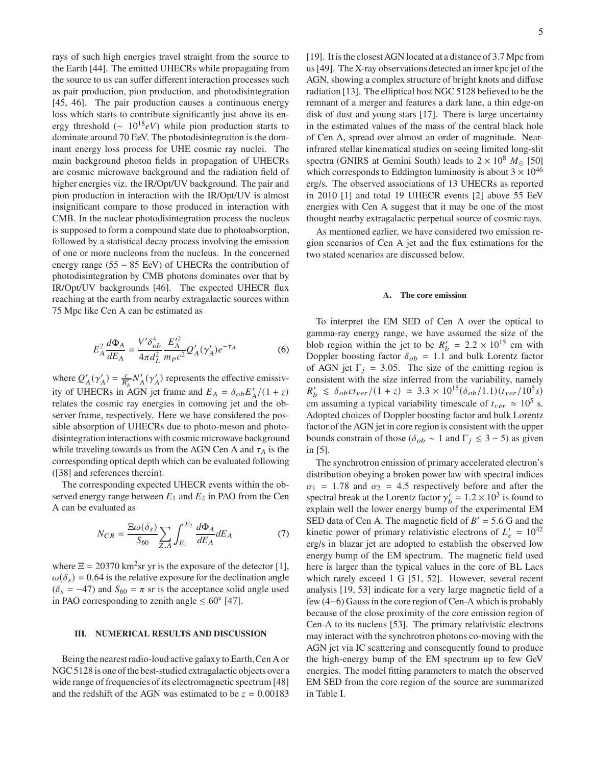rays of such high energies travel straight from the source to the Earth [44]. The emitted UHECRs while propagating from the source to us can suffer different interaction processes such as pair production, pion production, and photodisintegration [45, 46]. The pair production causes a continuous energy loss which starts to contribute significantly just above its energy threshold ($\sim 10^{18} eV$) while pion production starts to dominate around 70 EeV. The photodisintegration is the dominant energy loss process for UHE cosmic ray nuclei. The main background photon fields in propagation of UHECRs are cosmic microwave background and the radiation field of higher energies viz. the IR/Opt/UV background. The pair and pion production in interaction with the IR/Opt/UV is almost insignificant compare to those produced in interaction with CMB. In the nuclear photodisintegration process the nucleus is supposed to form a compound state due to photoabsorption, followed by a statistical decay process involving the emission of one or more nucleons from the nucleus. In the concerned energy range (55 − 85 EeV) of UHECRs the contribution of photodisintegration by CMB photons dominates over that by IR/Opt/UV backgrounds [46]. The expected UHECR flux reaching at the earth from nearby extragalactic sources within 75 Mpc like Cen A can be estimated as

$$E_A^2 \frac{d\Phi_A}{dE_A} = \frac{V' \delta_{ob}^4}{4\pi d_L^2} \frac{E_A'^2}{m_p c^2} Q_A'(\gamma_A') e^{-\tau_A} \tag{6}$$

where $Q_A'(\gamma_A') = \frac{c}{R_b'} N_A'(\gamma_A')$ represents the effective emissivity of UHECRs in AGN jet frame and $E_A = \delta_{ob} E_A'/(1+z)$ relates the cosmic ray energies in comoving jet and the observer frame, respectively. Here we have considered the possible absorption of UHECRs due to photo-meson and photo-disintegration interactions with cosmic microwave background while traveling towards us from the AGN Cen A and $\tau_A$ is the corresponding optical depth which can be evaluated following ([38] and references therein).

The corresponding expected UHECR events within the observed energy range between $E_1$ and $E_2$ in PAO from the Cen A can be evaluated as

$$N_{CR} = \frac{\Xi \omega(\delta_s)}{S_{60}} \sum_{Z,A} \int_{E_1}^{E_2} \frac{d\Phi_A}{dE_A} dE_A \tag{7}$$

where $\Xi = 20370$ km$^2$sr yr is the exposure of the detector [1], $\omega(\delta_s) = 0.64$ is the relative exposure for the declination angle ($\delta_s = -47$) and $S_{60} = \pi$ sr is the acceptance solid angle used in PAO corresponding to zenith angle $\leq 60^\circ$ [47].

## III. NUMERICAL RESULTS AND DISCUSSION

Being the nearest radio-loud active galaxy to Earth, Cen A or NGC 5128 is one of the best-studied extragalactic objects over a wide range of frequencies of its electromagnetic spectrum [48] and the redshift of the AGN was estimated to be $z = 0.00183$ [19]. It is the closest AGN located at a distance of 3.7 Mpc from us [49]. The X-ray observations detected an inner kpc jet of the AGN, showing a complex structure of bright knots and diffuse radiation [13]. The elliptical host NGC 5128 believed to be the remnant of a merger and features a dark lane, a thin edge-on disk of dust and young stars [17]. There is large uncertainty in the estimated values of the mass of the central black hole of Cen A, spread over almost an order of magnitude. Near-infrared stellar kinematical studies on seeing limited long-slit spectra (GNIRS at Gemini South) leads to $2 \times 10^8 \, M_\odot$ [50] which corresponds to Eddington luminosity is about $3 \times 10^{46}$ erg/s. The observed associations of 13 UHECRs as reported in 2010 [1] and total 19 UHECR events [2] above 55 EeV energies with Cen A suggest that it may be one of the most thought nearby extragalactic perpetual source of cosmic rays.

As mentioned earlier, we have considered two emission region scenarios of Cen A jet and the flux estimations for the two stated scenarios are discussed below.

### A. The core emission

To interpret the EM SED of Cen A over the optical to gamma-ray energy range, we have assumed the size of the blob region within the jet to be $R_b' = 2.2 \times 10^{15}$ cm with Doppler boosting factor $\delta_{ob} = 1.1$ and bulk Lorentz factor of AGN jet $\Gamma_j = 3.05$. The size of the emitting region is consistent with the size inferred from the variability, namely $R_b' \lesssim \delta_{ob} c t_{ver}/(1+z) \simeq 3.3 \times 10^{15} (\delta_{ob}/1.1)(t_{ver}/10^5 s)$ cm assuming a typical variability timescale of $t_{ver} \simeq 10^5$ s. Adopted choices of Doppler boosting factor and bulk Lorentz factor of the AGN jet in core region is consistent with the upper bounds constrain of those ($\delta_{ob} \sim 1$ and $\Gamma_j \lesssim 3-5$) as given in [5].

The synchrotron emission of primary accelerated electron's distribution obeying a broken power law with spectral indices $\alpha_1 = 1.78$ and $\alpha_2 = 4.5$ respectively before and after the spectral break at the Lorentz factor $\gamma_b' = 1.2 \times 10^3$ is found to explain well the lower energy bump of the experimental EM SED data of Cen A. The magnetic field of $B' = 5.6$ G and the kinetic power of primary relativistic electrons of $L_e' = 10^{42}$ erg/s in blazar jet are adopted to establish the observed low energy bump of the EM spectrum. The magnetic field used here is larger than the typical values in the core of BL Lacs which rarely exceed 1 G [51, 52]. However, several recent analysis [19, 53] indicate for a very large magnetic field of a few (4−6) Gauss in the core region of Cen-A which is probably because of the close proximity of the core emission region of Cen-A to its nucleus [53]. The primary relativistic electrons may interact with the synchrotron photons co-moving with the AGN jet via IC scattering and consequently found to produce the high-energy bump of the EM spectrum up to few GeV energies. The model fitting parameters to match the observed EM SED from the core region of the source are summarized in Table I.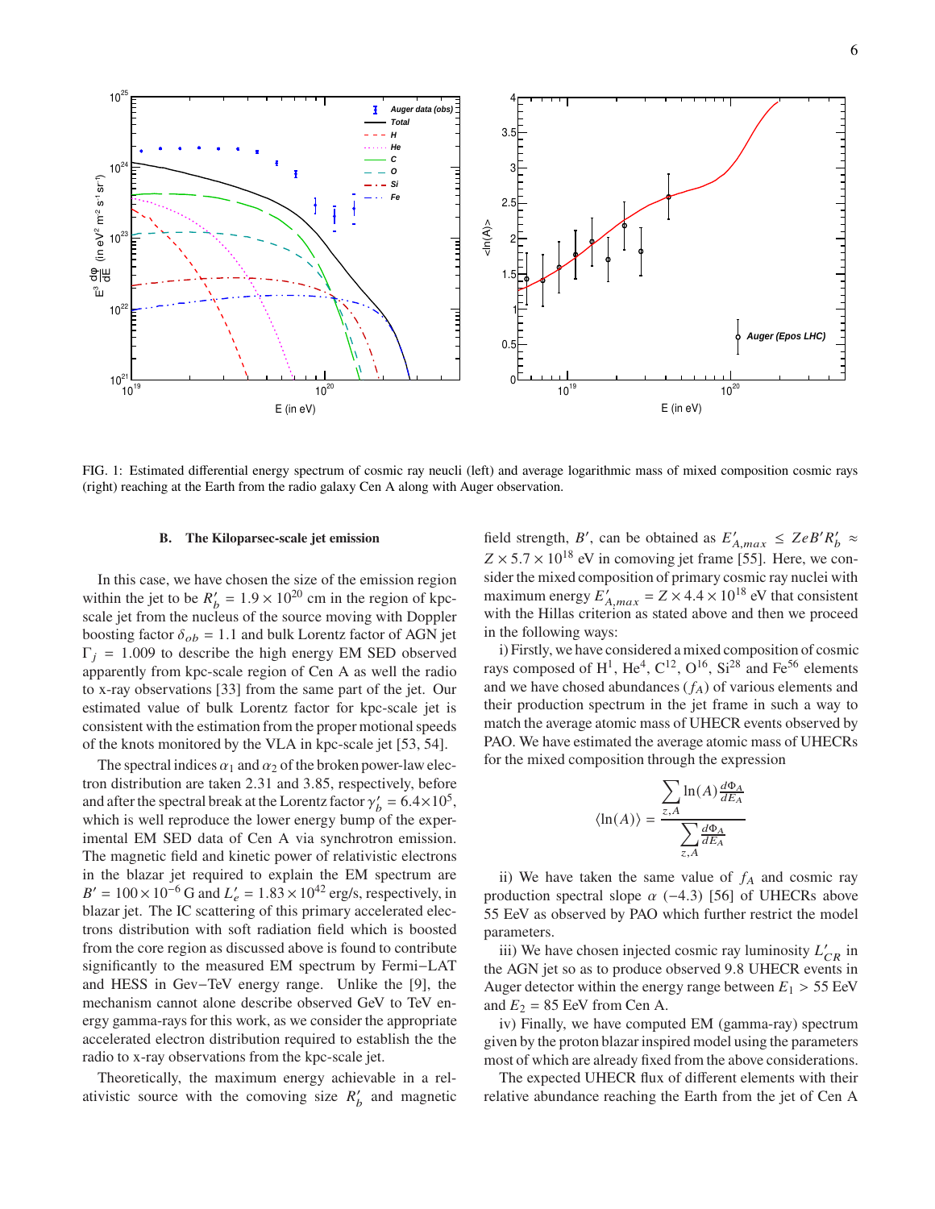FIG. 1: Estimated differential energy spectrum of cosmic ray neucli (left) and average logarithmic mass of mixed composition cosmic rays (right) reaching at the Earth from the radio galaxy Cen A along with Auger observation.

### B. The Kiloparsec-scale jet emission

In this case, we have chosen the size of the emission region within the jet to be $R'_b = 1.9 \times 10^{20}$ cm in the region of kpc-scale jet from the nucleus of the source moving with Doppler boosting factor $\delta_{ob} = 1.1$ and bulk Lorentz factor of AGN jet $\Gamma_j = 1.009$ to describe the high energy EM SED observed apparently from kpc-scale region of Cen A as well the radio to x-ray observations [33] from the same part of the jet. Our estimated value of bulk Lorentz factor for kpc-scale jet is consistent with the estimation from the proper motional speeds of the knots monitored by the VLA in kpc-scale jet [53, 54].

The spectral indices $\alpha_1$ and $\alpha_2$ of the broken power-law electron distribution are taken 2.31 and 3.85, respectively, before and after the spectral break at the Lorentz factor $\gamma'_b = 6.4 \times 10^5$, which is well reproduce the lower energy bump of the experimental EM SED data of Cen A via synchrotron emission. The magnetic field and kinetic power of relativistic electrons in the blazar jet required to explain the EM spectrum are $B' = 100 \times 10^{-6}$ G and $L'_e = 1.83 \times 10^{42}$ erg/s, respectively, in blazar jet. The IC scattering of this primary accelerated electrons distribution with soft radiation field which is boosted from the core region as discussed above is found to contribute significantly to the measured EM spectrum by Fermi−LAT and HESS in Gev−TeV energy range. Unlike the [9], the mechanism cannot alone describe observed GeV to TeV energy gamma-rays for this work, as we consider the appropriate accelerated electron distribution required to establish the the radio to x-ray observations from the kpc-scale jet.

Theoretically, the maximum energy achievable in a relativistic source with the comoving size $R'_b$ and magnetic field strength, $B'$, can be obtained as $E'_{A,max} \leq ZeB'R'_b \approx Z \times 5.7 \times 10^{18}$ eV in comoving jet frame [55]. Here, we consider the mixed composition of primary cosmic ray nuclei with maximum energy $E'_{A,max} = Z \times 4.4 \times 10^{18}$ eV that consistent with the Hillas criterion as stated above and then we proceed in the following ways:

i) Firstly, we have considered a mixed composition of cosmic rays composed of $H^1$, $He^4$, $C^{12}$, $O^{16}$, $Si^{28}$ and $Fe^{56}$ elements and we have chosed abundances ($f_A$) of various elements and their production spectrum in the jet frame in such a way to match the average atomic mass of UHECR events observed by PAO. We have estimated the average atomic mass of UHECRs for the mixed composition through the expression

$$\langle \ln(A) \rangle = \frac{\sum_{z,A} \ln(A) \frac{d\Phi_A}{dE_A}}{\sum_{z,A} \frac{d\Phi_A}{dE_A}}$$

ii) We have taken the same value of $f_A$ and cosmic ray production spectral slope $\alpha$ (−4.3) [56] of UHECRs above 55 EeV as observed by PAO which further restrict the model parameters.

iii) We have chosen injected cosmic ray luminosity $L'_{CR}$ in the AGN jet so as to produce observed 9.8 UHECR events in Auger detector within the energy range between $E_1 > 55$ EeV and $E_2 = 85$ EeV from Cen A.

iv) Finally, we have computed EM (gamma-ray) spectrum given by the proton blazar inspired model using the parameters most of which are already fixed from the above considerations.

The expected UHECR flux of different elements with their relative abundance reaching the Earth from the jet of Cen A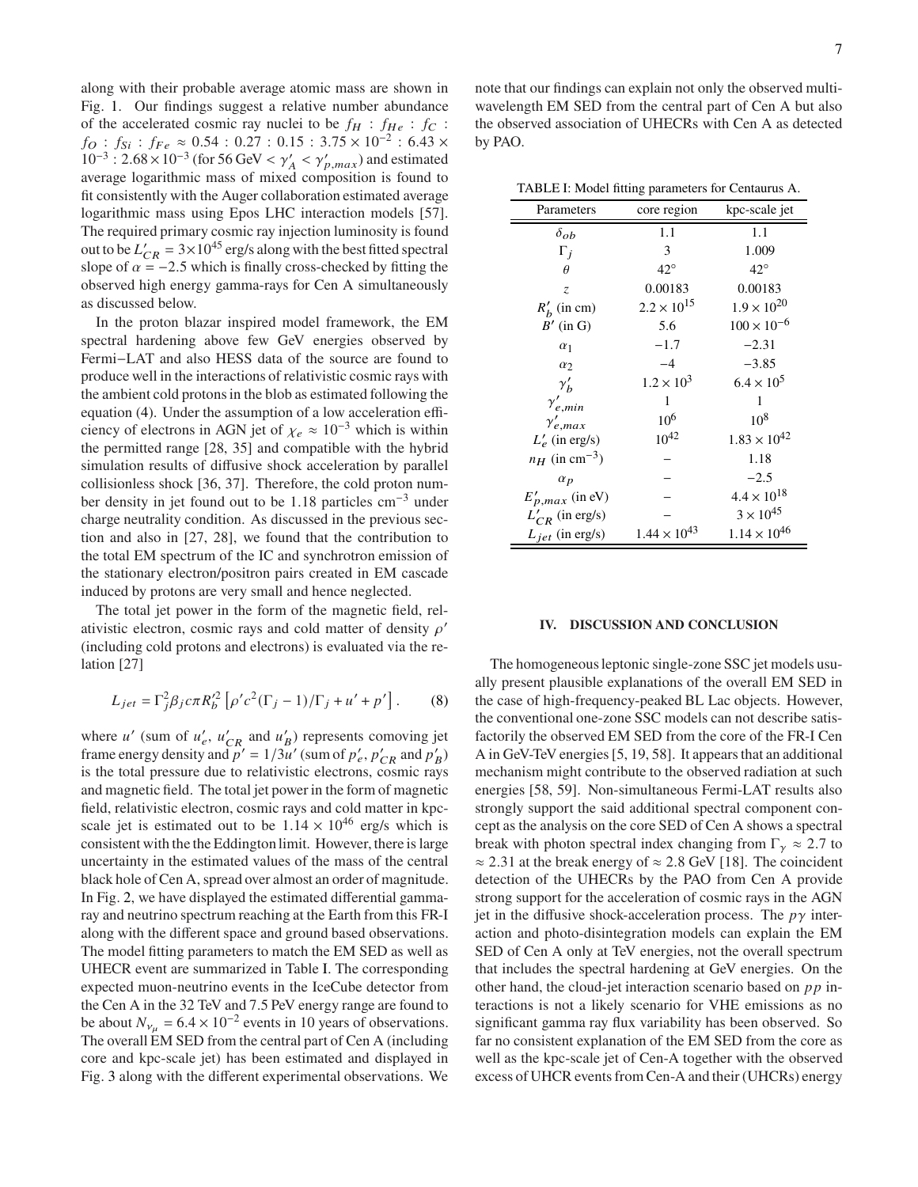along with their probable average atomic mass are shown in Fig. 1. Our findings suggest a relative number abundance of the accelerated cosmic ray nuclei to be $f_H : f_{He} : f_C : f_O : f_{Si} : f_{Fe} \approx 0.54 : 0.27 : 0.15 : 3.75\times10^{-2} : 6.43\times10^{-3} : 2.68\times10^{-3}$ (for 56 GeV $< \gamma'_A < \gamma'_{p,max}$) and estimated average logarithmic mass of mixed composition is found to fit consistently with the Auger collaboration estimated average logarithmic mass using Epos LHC interaction models [57]. The required primary cosmic ray injection luminosity is found out to be $L'_{CR} = 3\times10^{45}$ erg/s along with the best fitted spectral slope of $\alpha = -2.5$ which is finally cross-checked by fitting the observed high energy gamma-rays for Cen A simultaneously as discussed below.

In the proton blazar inspired model framework, the EM spectral hardening above few GeV energies observed by Fermi−LAT and also HESS data of the source are found to produce well in the interactions of relativistic cosmic rays with the ambient cold protons in the blob as estimated following the equation (4). Under the assumption of a low acceleration efficiency of electrons in AGN jet of $\chi_e \approx 10^{-3}$ which is within the permitted range [28, 35] and compatible with the hybrid simulation results of diffusive shock acceleration by parallel collisionless shock [36, 37]. Therefore, the cold proton number density in jet found out to be 1.18 particles cm$^{-3}$ under charge neutrality condition. As discussed in the previous section and also in [27, 28], we found that the contribution to the total EM spectrum of the IC and synchrotron emission of the stationary electron/positron pairs created in EM cascade induced by protons are very small and hence neglected.

The total jet power in the form of the magnetic field, relativistic electron, cosmic rays and cold matter of density $\rho'$ (including cold protons and electrons) is evaluated via the relation [27]

$$L_{jet} = \Gamma_j^2 \beta_j c \pi R_b'^2 \left[\rho' c^2 (\Gamma_j - 1)/\Gamma_j + u' + p'\right]. \quad (8)$$

where $u'$ (sum of $u'_e$, $u'_{CR}$ and $u'_B$) represents comoving jet frame energy density and $p' = 1/3u'$ (sum of $p'_e$, $p'_{CR}$ and $p'_B$) is the total pressure due to relativistic electrons, cosmic rays and magnetic field. The total jet power in the form of magnetic field, relativistic electron, cosmic rays and cold matter in kpc-scale jet is estimated out to be $1.14\times10^{46}$ erg/s which is consistent with the the Eddington limit. However, there is large uncertainty in the estimated values of the mass of the central black hole of Cen A, spread over almost an order of magnitude. In Fig. 2, we have displayed the estimated differential gamma-ray and neutrino spectrum reaching at the Earth from this FR-I along with the different space and ground based observations. The model fitting parameters to match the EM SED as well as UHECR event are summarized in Table I. The corresponding expected muon-neutrino events in the IceCube detector from the Cen A in the 32 TeV and 7.5 PeV energy range are found to be about $N_{\nu_\mu} = 6.4\times10^{-2}$ events in 10 years of observations. The overall EM SED from the central part of Cen A (including core and kpc-scale jet) has been estimated and displayed in Fig. 3 along with the different experimental observations. We note that our findings can explain not only the observed multi-wavelength EM SED from the central part of Cen A but also the observed association of UHECRs with Cen A as detected by PAO.

TABLE I: Model fitting parameters for Centaurus A.

| Parameters | core region | kpc-scale jet |
|---|---|---|
| $\delta_{ob}$ | 1.1 | 1.1 |
| $\Gamma_j$ | 3 | 1.009 |
| $\theta$ | $42^\circ$ | $42^\circ$ |
| $z$ | 0.00183 | 0.00183 |
| $R'_b$ (in cm) | $2.2\times10^{15}$ | $1.9\times10^{20}$ |
| $B'$ (in G) | 5.6 | $100\times10^{-6}$ |
| $\alpha_1$ | $-1.7$ | $-2.31$ |
| $\alpha_2$ | $-4$ | $-3.85$ |
| $\gamma'_b$ | $1.2\times10^3$ | $6.4\times10^5$ |
| $\gamma'_{e,min}$ | 1 | 1 |
| $\gamma'_{e,max}$ | $10^6$ | $10^8$ |
| $L'_e$ (in erg/s) | $10^{42}$ | $1.83\times10^{42}$ |
| $n_H$ (in cm$^{-3}$) | − | 1.18 |
| $\alpha_p$ | − | $-2.5$ |
| $E'_{p,max}$ (in eV) | − | $4.4\times10^{18}$ |
| $L'_{CR}$ (in erg/s) | − | $3\times10^{45}$ |
| $L_{jet}$ (in erg/s) | $1.44\times10^{43}$ | $1.14\times10^{46}$ |

## IV. DISCUSSION AND CONCLUSION

The homogeneous leptonic single-zone SSC jet models usually present plausible explanations of the overall EM SED in the case of high-frequency-peaked BL Lac objects. However, the conventional one-zone SSC models can not describe satisfactorily the observed EM SED from the core of the FR-I Cen A in GeV-TeV energies [5, 19, 58]. It appears that an additional mechanism might contribute to the observed radiation at such energies [58, 59]. Non-simultaneous Fermi-LAT results also strongly support the said additional spectral component concept as the analysis on the core SED of Cen A shows a spectral break with photon spectral index changing from $\Gamma_\gamma \approx 2.7$ to $\approx 2.31$ at the break energy of $\approx 2.8$ GeV [18]. The coincident detection of the UHECRs by the PAO from Cen A provide strong support for the acceleration of cosmic rays in the AGN jet in the diffusive shock-acceleration process. The $p\gamma$ interaction and photo-disintegration models can explain the EM SED of Cen A only at TeV energies, not the overall spectrum that includes the spectral hardening at GeV energies. On the other hand, the cloud-jet interaction scenario based on $pp$ interactions is not a likely scenario for VHE emissions as no significant gamma ray flux variability has been observed. So far no consistent explanation of the EM SED from the core as well as the kpc-scale jet of Cen-A together with the observed excess of UHCR events from Cen-A and their (UHCRs) energy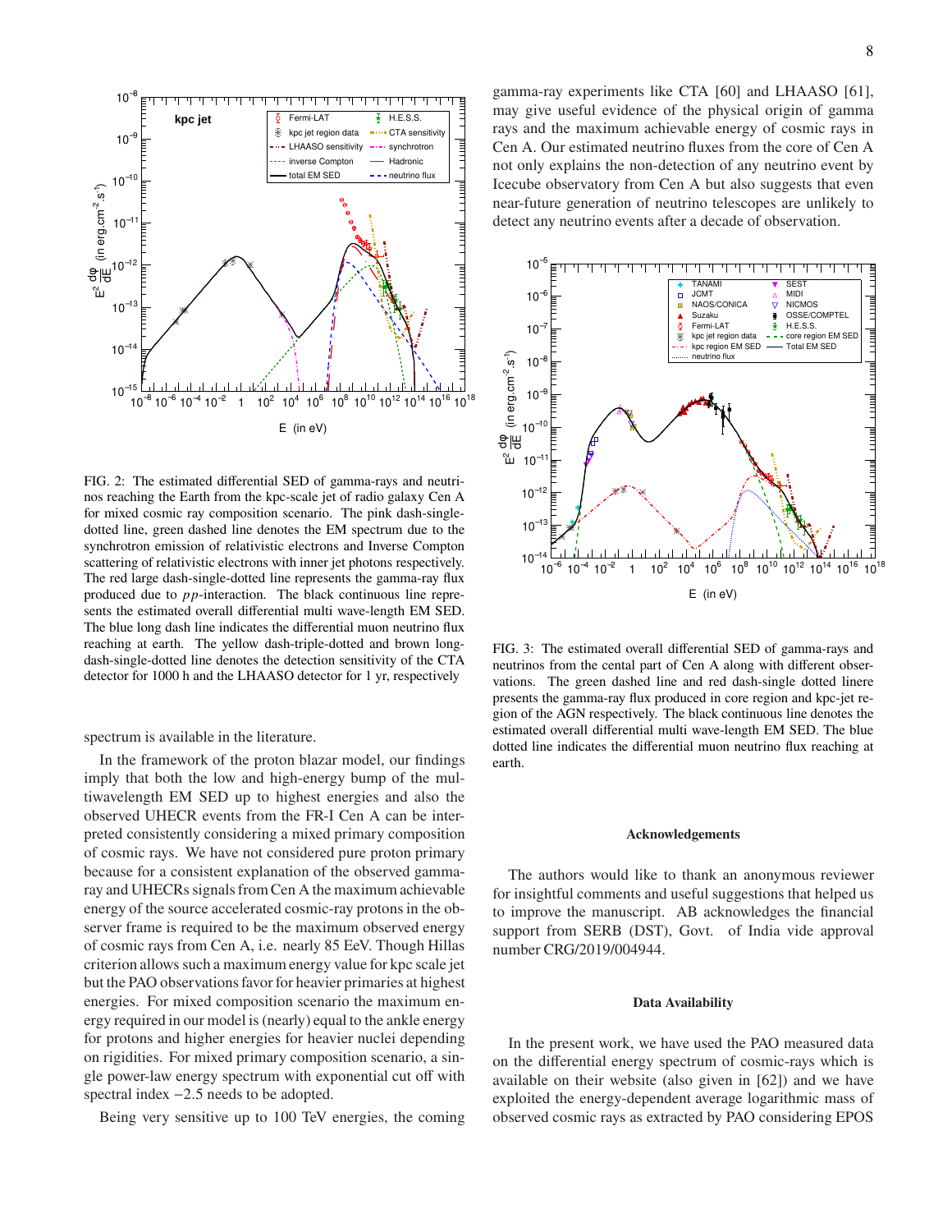FIG. 2: The estimated differential SED of gamma-rays and neutrinos reaching the Earth from the kpc-scale jet of radio galaxy Cen A for mixed cosmic ray composition scenario. The pink dash-single-dotted line, green dashed line denotes the EM spectrum due to the synchrotron emission of relativistic electrons and Inverse Compton scattering of relativistic electrons with inner jet photons respectively. The red large dash-single-dotted line represents the gamma-ray flux produced due to $pp$-interaction. The black continuous line represents the estimated overall differential multi wave-length EM SED. The blue long dash line indicates the differential muon neutrino flux reaching at earth. The yellow dash-triple-dotted and brown long-dash-single-dotted line denotes the detection sensitivity of the CTA detector for 1000 h and the LHAASO detector for 1 yr, respectively

spectrum is available in the literature.

In the framework of the proton blazar model, our findings imply that both the low and high-energy bump of the multiwavelength EM SED up to highest energies and also the observed UHECR events from the FR-I Cen A can be interpreted consistently considering a mixed primary composition of cosmic rays. We have not considered pure proton primary because for a consistent explanation of the observed gamma-ray and UHECRs signals from Cen A the maximum achievable energy of the source accelerated cosmic-ray protons in the observer frame is required to be the maximum observed energy of cosmic rays from Cen A, i.e. nearly 85 EeV. Though Hillas criterion allows such a maximum energy value for kpc scale jet but the PAO observations favor for heavier primaries at highest energies. For mixed composition scenario the maximum energy required in our model is (nearly) equal to the ankle energy for protons and higher energies for heavier nuclei depending on rigidities. For mixed primary composition scenario, a single power-law energy spectrum with exponential cut off with spectral index $-2.5$ needs to be adopted.

Being very sensitive up to 100 TeV energies, the coming gamma-ray experiments like CTA [60] and LHAASO [61], may give useful evidence of the physical origin of gamma rays and the maximum achievable energy of cosmic rays in Cen A. Our estimated neutrino fluxes from the core of Cen A not only explains the non-detection of any neutrino event by Icecube observatory from Cen A but also suggests that even near-future generation of neutrino telescopes are unlikely to detect any neutrino events after a decade of observation.

FIG. 3: The estimated overall differential SED of gamma-rays and neutrinos from the cental part of Cen A along with different observations. The green dashed line and red dash-single dotted linere presents the gamma-ray flux produced in core region and kpc-jet region of the AGN respectively. The black continuous line denotes the estimated overall differential multi wave-length EM SED. The blue dotted line indicates the differential muon neutrino flux reaching at earth.

### Acknowledgements

The authors would like to thank an anonymous reviewer for insightful comments and useful suggestions that helped us to improve the manuscript. AB acknowledges the financial support from SERB (DST), Govt. of India vide approval number CRG/2019/004944.

### Data Availability

In the present work, we have used the PAO measured data on the differential energy spectrum of cosmic-rays which is available on their website (also given in [62]) and we have exploited the energy-dependent average logarithmic mass of observed cosmic rays as extracted by PAO considering EPOS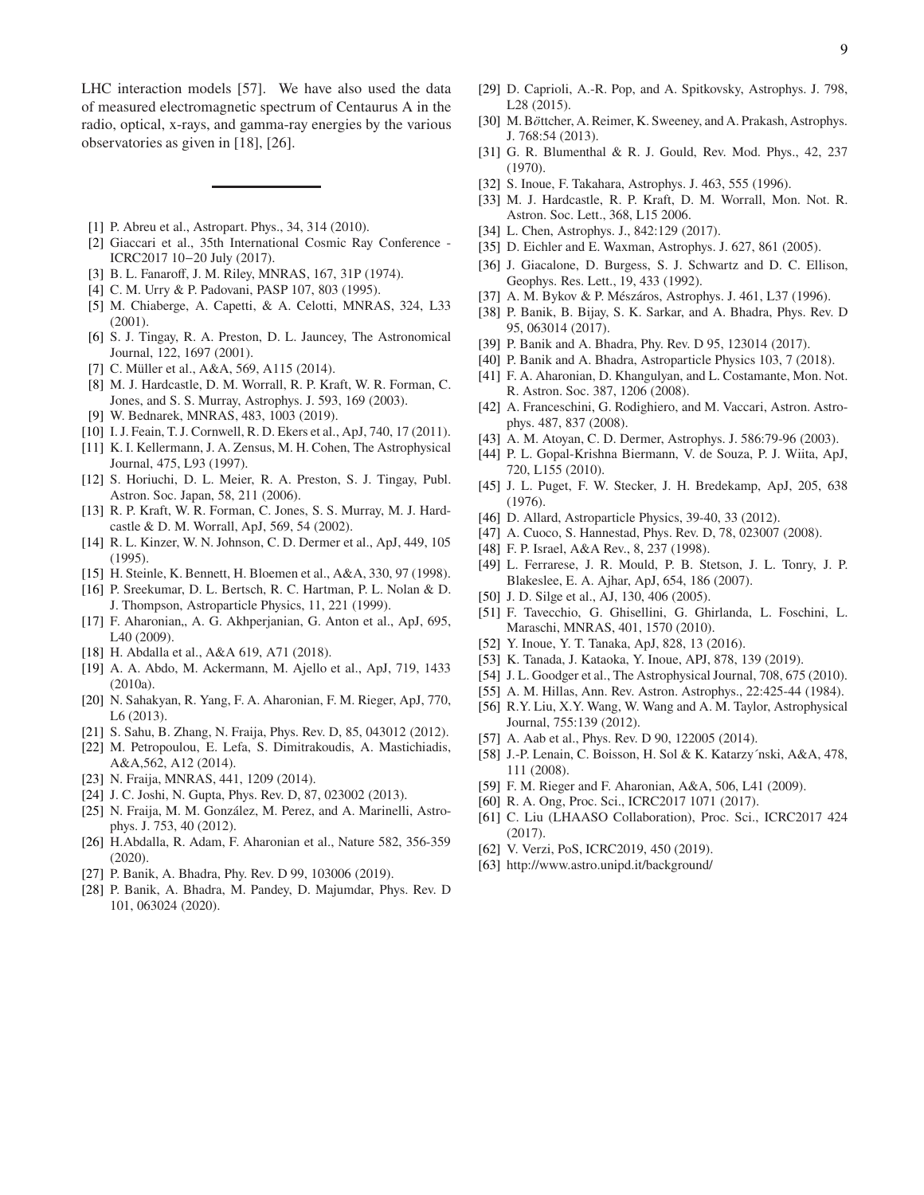LHC interaction models [57]. We have also used the data of measured electromagnetic spectrum of Centaurus A in the radio, optical, x-rays, and gamma-ray energies by the various observatories as given in [18], [26].

---

[1] P. Abreu et al., Astropart. Phys., 34, 314 (2010).

[2] Giaccari et al., 35th International Cosmic Ray Conference - ICRC2017 10−20 July (2017).

[3] B. L. Fanaroff, J. M. Riley, MNRAS, 167, 31P (1974).

[4] C. M. Urry & P. Padovani, PASP 107, 803 (1995).

[5] M. Chiaberge, A. Capetti, & A. Celotti, MNRAS, 324, L33 (2001).

[6] S. J. Tingay, R. A. Preston, D. L. Jauncey, The Astronomical Journal, 122, 1697 (2001).

[7] C. Müller et al., A&A, 569, A115 (2014).

[8] M. J. Hardcastle, D. M. Worrall, R. P. Kraft, W. R. Forman, C. Jones, and S. S. Murray, Astrophys. J. 593, 169 (2003).

[9] W. Bednarek, MNRAS, 483, 1003 (2019).

[10] I. J. Feain, T. J. Cornwell, R. D. Ekers et al., ApJ, 740, 17 (2011).

[11] K. I. Kellermann, J. A. Zensus, M. H. Cohen, The Astrophysical Journal, 475, L93 (1997).

[12] S. Horiuchi, D. L. Meier, R. A. Preston, S. J. Tingay, Publ. Astron. Soc. Japan, 58, 211 (2006).

[13] R. P. Kraft, W. R. Forman, C. Jones, S. S. Murray, M. J. Hardcastle & D. M. Worrall, ApJ, 569, 54 (2002).

[14] R. L. Kinzer, W. N. Johnson, C. D. Dermer et al., ApJ, 449, 105 (1995).

[15] H. Steinle, K. Bennett, H. Bloemen et al., A&A, 330, 97 (1998).

[16] P. Sreekumar, D. L. Bertsch, R. C. Hartman, P. L. Nolan & D. J. Thompson, Astroparticle Physics, 11, 221 (1999).

[17] F. Aharonian,, A. G. Akhperjanian, G. Anton et al., ApJ, 695, L40 (2009).

[18] H. Abdalla et al., A&A 619, A71 (2018).

[19] A. A. Abdo, M. Ackermann, M. Ajello et al., ApJ, 719, 1433 (2010a).

[20] N. Sahakyan, R. Yang, F. A. Aharonian, F. M. Rieger, ApJ, 770, L6 (2013).

[21] S. Sahu, B. Zhang, N. Fraija, Phys. Rev. D, 85, 043012 (2012).

[22] M. Petropoulou, E. Lefa, S. Dimitrakoudis, A. Mastichiadis, A&A,562, A12 (2014).

[23] N. Fraija, MNRAS, 441, 1209 (2014).

[24] J. C. Joshi, N. Gupta, Phys. Rev. D, 87, 023002 (2013).

[25] N. Fraija, M. M. González, M. Perez, and A. Marinelli, Astrophys. J. 753, 40 (2012).

[26] H.Abdalla, R. Adam, F. Aharonian et al., Nature 582, 356-359 (2020).

[27] P. Banik, A. Bhadra, Phy. Rev. D 99, 103006 (2019).

[28] P. Banik, A. Bhadra, M. Pandey, D. Majumdar, Phys. Rev. D 101, 063024 (2020).

[29] D. Caprioli, A.-R. Pop, and A. Spitkovsky, Astrophys. J. 798, L28 (2015).

[30] M. Böttcher, A. Reimer, K. Sweeney, and A. Prakash, Astrophys. J. 768:54 (2013).

[31] G. R. Blumenthal & R. J. Gould, Rev. Mod. Phys., 42, 237 (1970).

[32] S. Inoue, F. Takahara, Astrophys. J. 463, 555 (1996).

[33] M. J. Hardcastle, R. P. Kraft, D. M. Worrall, Mon. Not. R. Astron. Soc. Lett., 368, L15 2006.

[34] L. Chen, Astrophys. J., 842:129 (2017).

[35] D. Eichler and E. Waxman, Astrophys. J. 627, 861 (2005).

[36] J. Giacalone, D. Burgess, S. J. Schwartz and D. C. Ellison, Geophys. Res. Lett., 19, 433 (1992).

[37] A. M. Bykov & P. Mészáros, Astrophys. J. 461, L37 (1996).

[38] P. Banik, B. Bijay, S. K. Sarkar, and A. Bhadra, Phys. Rev. D 95, 063014 (2017).

[39] P. Banik and A. Bhadra, Phy. Rev. D 95, 123014 (2017).

[40] P. Banik and A. Bhadra, Astroparticle Physics 103, 7 (2018).

[41] F. A. Aharonian, D. Khangulyan, and L. Costamante, Mon. Not. R. Astron. Soc. 387, 1206 (2008).

[42] A. Franceschini, G. Rodighiero, and M. Vaccari, Astron. Astrophys. 487, 837 (2008).

[43] A. M. Atoyan, C. D. Dermer, Astrophys. J. 586:79-96 (2003).

[44] P. L. Gopal-Krishna Biermann, V. de Souza, P. J. Wiita, ApJ, 720, L155 (2010).

[45] J. L. Puget, F. W. Stecker, J. H. Bredekamp, ApJ, 205, 638 (1976).

[46] D. Allard, Astroparticle Physics, 39-40, 33 (2012).

[47] A. Cuoco, S. Hannestad, Phys. Rev. D, 78, 023007 (2008).

[48] F. P. Israel, A&A Rev., 8, 237 (1998).

[49] L. Ferrarese, J. R. Mould, P. B. Stetson, J. L. Tonry, J. P. Blakeslee, E. A. Ajhar, ApJ, 654, 186 (2007).

[50] J. D. Silge et al., AJ, 130, 406 (2005).

[51] F. Tavecchio, G. Ghisellini, G. Ghirlanda, L. Foschini, L. Maraschi, MNRAS, 401, 1570 (2010).

[52] Y. Inoue, Y. T. Tanaka, ApJ, 828, 13 (2016).

[53] K. Tanada, J. Kataoka, Y. Inoue, APJ, 878, 139 (2019).

[54] J. L. Goodger et al., The Astrophysical Journal, 708, 675 (2010).

[55] A. M. Hillas, Ann. Rev. Astron. Astrophys., 22:425-44 (1984).

[56] R.Y. Liu, X.Y. Wang, W. Wang and A. M. Taylor, Astrophysical Journal, 755:139 (2012).

[57] A. Aab et al., Phys. Rev. D 90, 122005 (2014).

[58] J.-P. Lenain, C. Boisson, H. Sol & K. Katarzy´nski, A&A, 478, 111 (2008).

[59] F. M. Rieger and F. Aharonian, A&A, 506, L41 (2009).

[60] R. A. Ong, Proc. Sci., ICRC2017 1071 (2017).

[61] C. Liu (LHAASO Collaboration), Proc. Sci., ICRC2017 424 (2017).

[62] V. Verzi, PoS, ICRC2019, 450 (2019).

[63] http://www.astro.unipd.it/background/